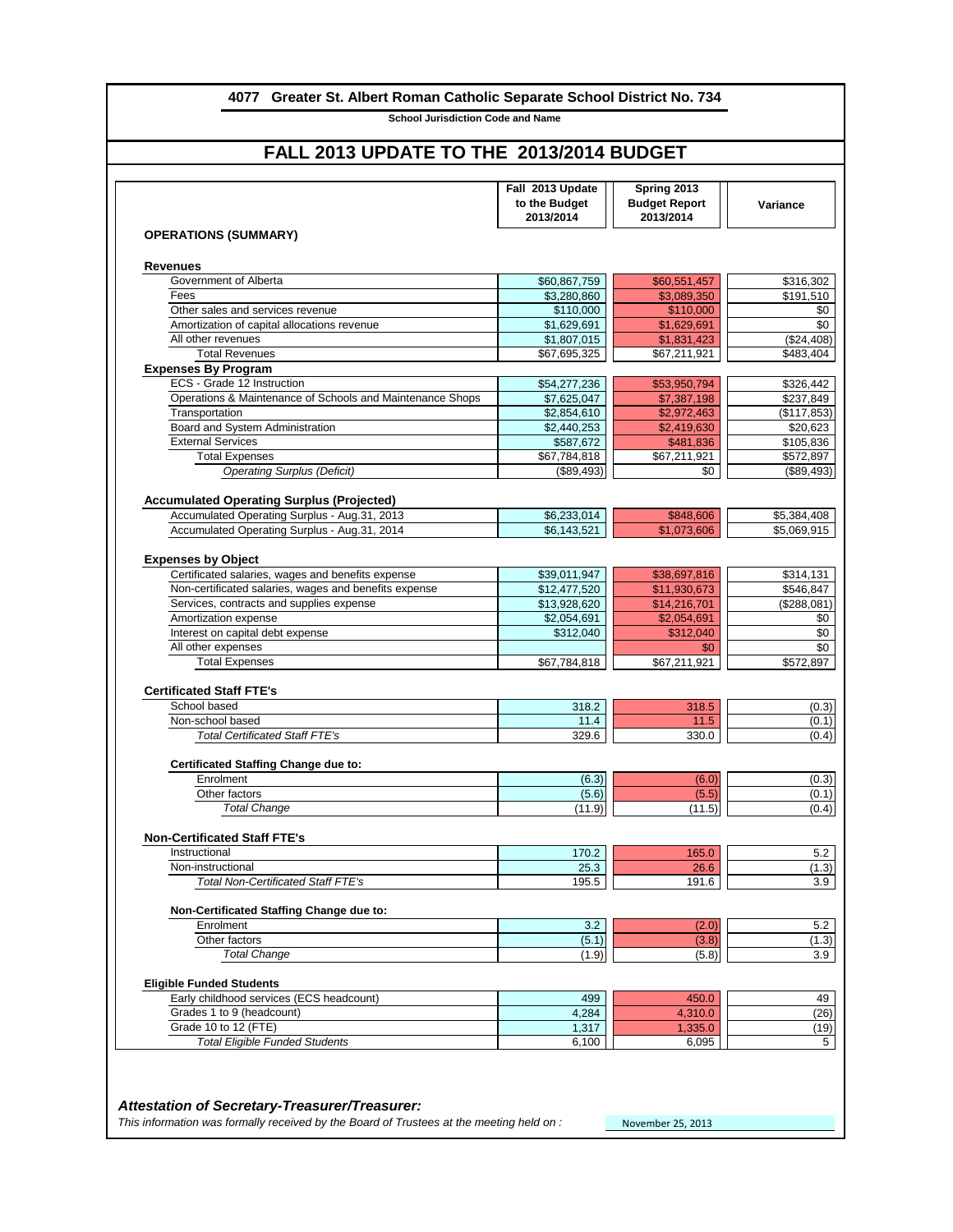# 4077 Greater St. Albert Roman Catholic Separate School District No. 734

**School Jurisdiction Code and Name**

## FALL 2013 UPDATE TO THE 2013/2014 BUDGET

| OPERATIONS (SUMMARY) | Fall 2013 Update to the Budget 2013/2014 | Spring 2013 Budget Report 2013/2014 | Variance |
|---|---|---|---|
| **Revenues** | | | |
| Government of Alberta | $60,867,759 | $60,551,457 | $316,302 |
| Fees | $3,280,860 | $3,089,350 | $191,510 |
| Other sales and services revenue | $110,000 | $110,000 | $0 |
| Amortization of capital allocations revenue | $1,629,691 | $1,629,691 | $0 |
| All other revenues | $1,807,015 | $1,831,423 | ($24,408) |
| Total Revenues | $67,695,325 | $67,211,921 | $483,404 |
| **Expenses By Program** | | | |
| ECS - Grade 12 Instruction | $54,277,236 | $53,950,794 | $326,442 |
| Operations & Maintenance of Schools and Maintenance Shops | $7,625,047 | $7,387,198 | $237,849 |
| Transportation | $2,854,610 | $2,972,463 | ($117,853) |
| Board and System Administration | $2,440,253 | $2,419,630 | $20,623 |
| External Services | $587,672 | $481,836 | $105,836 |
| Total Expenses | $67,784,818 | $67,211,921 | $572,897 |
| *Operating Surplus (Deficit)* | ($89,493) | $0 | ($89,493) |
| **Accumulated Operating Surplus (Projected)** | | | |
| Accumulated Operating Surplus - Aug.31, 2013 | $6,233,014 | $848,606 | $5,384,408 |
| Accumulated Operating Surplus - Aug.31, 2014 | $6,143,521 | $1,073,606 | $5,069,915 |
| **Expenses by Object** | | | |
| Certificated salaries, wages and benefits expense | $39,011,947 | $38,697,816 | $314,131 |
| Non-certificated salaries, wages and benefits expense | $12,477,520 | $11,930,673 | $546,847 |
| Services, contracts and supplies expense | $13,928,620 | $14,216,701 | ($288,081) |
| Amortization expense | $2,054,691 | $2,054,691 | $0 |
| Interest on capital debt expense | $312,040 | $312,040 | $0 |
| All other expenses | | $0 | $0 |
| Total Expenses | $67,784,818 | $67,211,921 | $572,897 |
| **Certificated Staff FTE's** | | | |
| School based | 318.2 | 318.5 | (0.3) |
| Non-school based | 11.4 | 11.5 | (0.1) |
| *Total Certificated Staff FTE's* | 329.6 | 330.0 | (0.4) |
| **Certificated Staffing Change due to:** | | | |
| Enrolment | (6.3) | (6.0) | (0.3) |
| Other factors | (5.6) | (5.5) | (0.1) |
| *Total Change* | (11.9) | (11.5) | (0.4) |
| **Non-Certificated Staff FTE's** | | | |
| Instructional | 170.2 | 165.0 | 5.2 |
| Non-instructional | 25.3 | 26.6 | (1.3) |
| *Total Non-Certificated Staff FTE's* | 195.5 | 191.6 | 3.9 |
| **Non-Certificated Staffing Change due to:** | | | |
| Enrolment | 3.2 | (2.0) | 5.2 |
| Other factors | (5.1) | (3.8) | (1.3) |
| *Total Change* | (1.9) | (5.8) | 3.9 |
| **Eligible Funded Students** | | | |
| Early childhood services (ECS headcount) | 499 | 450.0 | 49 |
| Grades 1 to 9 (headcount) | 4,284 | 4,310.0 | (26) |
| Grade 10 to 12 (FTE) | 1,317 | 1,335.0 | (19) |
| *Total Eligible Funded Students* | 6,100 | 6,095 | 5 |

***Attestation of Secretary-Treasurer/Treasurer:***

*This information was formally received by the Board of Trustees at the meeting held on :* November 25, 2013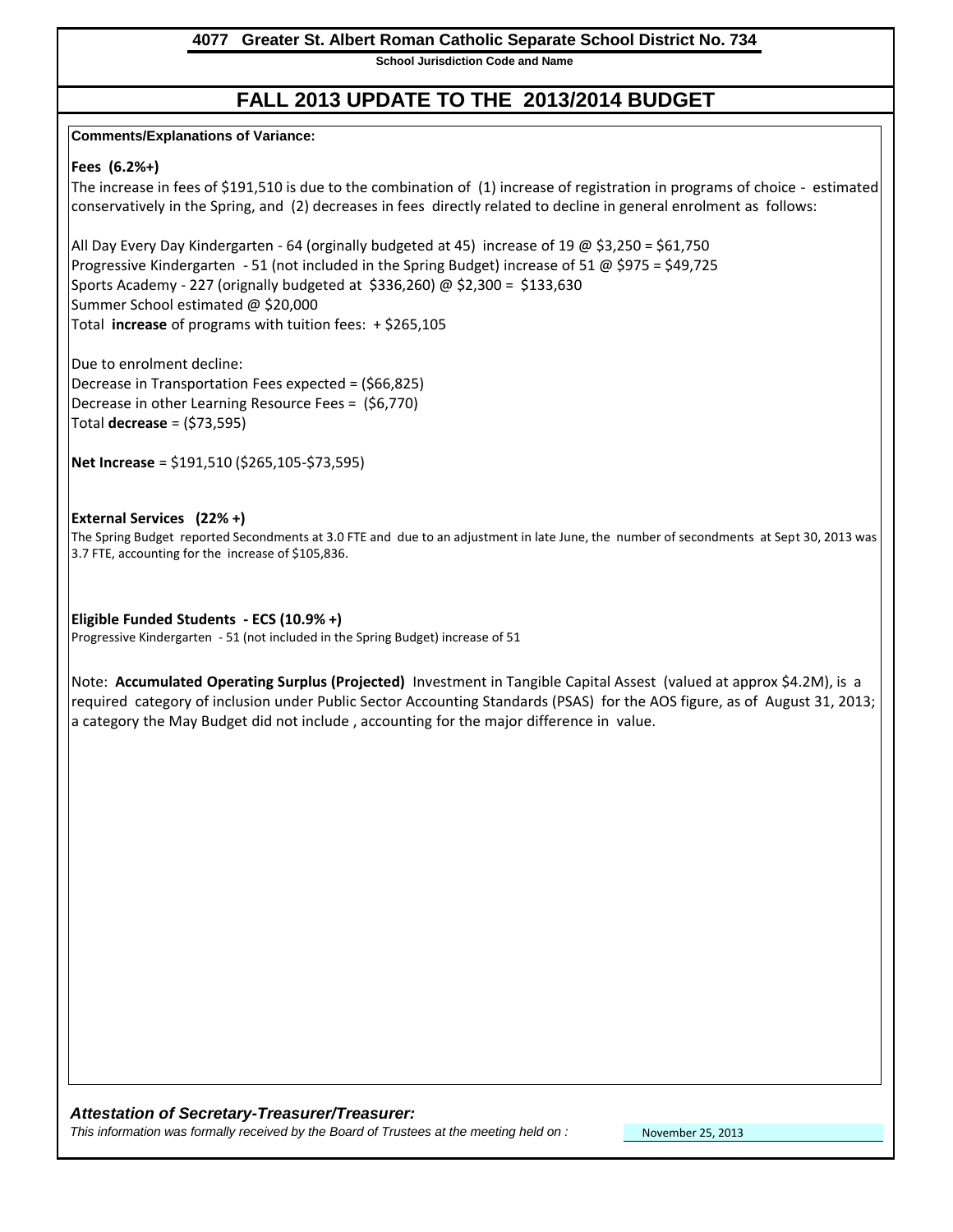**4077 Greater St. Albert Roman Catholic Separate School District No. 734**

**School Jurisdiction Code and Name**

# FALL 2013 UPDATE TO THE 2013/2014 BUDGET

**Comments/Explanations of Variance:**

**Fees (6.2%+)**

The increase in fees of $191,510 is due to the combination of (1) increase of registration in programs of choice - estimated conservatively in the Spring, and (2) decreases in fees directly related to decline in general enrolment as follows:

All Day Every Day Kindergarten - 64 (orginally budgeted at 45) increase of 19 @ $3,250 = $61,750
Progressive Kindergarten - 51 (not included in the Spring Budget) increase of 51 @ $975 = $49,725
Sports Academy - 227 (orignally budgeted at $336,260) @ $2,300 = $133,630
Summer School estimated @ $20,000
Total **increase** of programs with tuition fees: + $265,105

Due to enrolment decline:
Decrease in Transportation Fees expected = ($66,825)
Decrease in other Learning Resource Fees = ($6,770)
Total **decrease** = ($73,595)

**Net Increase** = $191,510 ($265,105-$73,595)

**External Services (22% +)**

The Spring Budget reported Secondments at 3.0 FTE and due to an adjustment in late June, the number of secondments at Sept 30, 2013 was 3.7 FTE, accounting for the increase of $105,836.

**Eligible Funded Students - ECS (10.9% +)**

Progressive Kindergarten - 51 (not included in the Spring Budget) increase of 51

Note: **Accumulated Operating Surplus (Projected)** Investment in Tangible Capital Assest (valued at approx $4.2M), is a required category of inclusion under Public Sector Accounting Standards (PSAS) for the AOS figure, as of August 31, 2013; a category the May Budget did not include , accounting for the major difference in value.

***Attestation of Secretary-Treasurer/Treasurer:***

*This information was formally received by the Board of Trustees at the meeting held on :* November 25, 2013